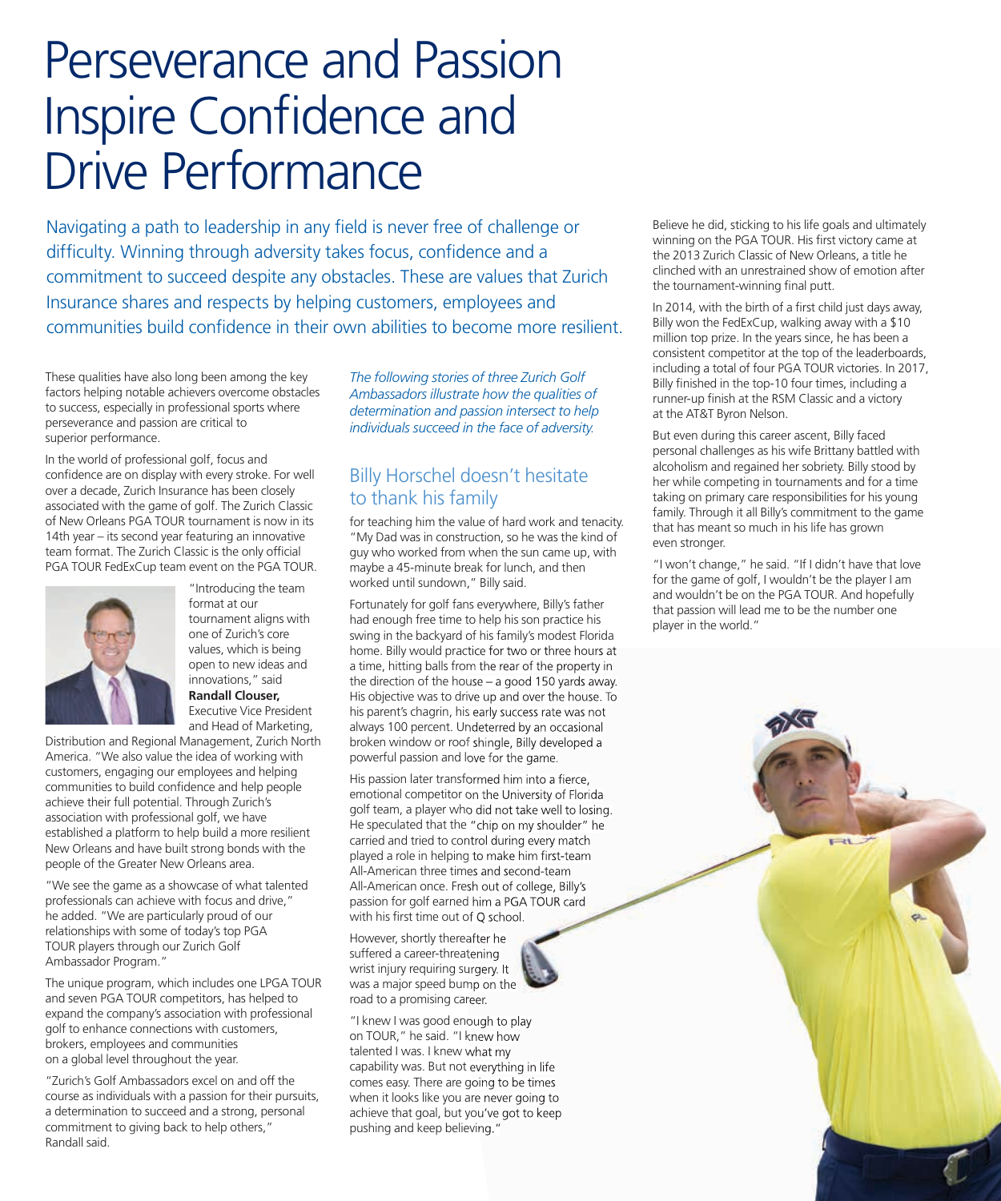# Perseverance and Passion Inspire Confidence and Drive Performance

Navigating a path to leadership in any field is never free of challenge or difficulty. Winning through adversity takes focus, confidence and a commitment to succeed despite any obstacles. These are values that Zurich Insurance shares and respects by helping customers, employees and communities build confidence in their own abilities to become more resilient.

These qualities have also long been among the key factors helping notable achievers overcome obstacles to success, especially in professional sports where perseverance and passion are critical to superior performance.

In the world of professional golf, focus and confidence are on display with every stroke. For well over a decade, Zurich Insurance has been closely associated with the game of golf. The Zurich Classic of New Orleans PGA TOUR tournament is now in its 14th year – its second year featuring an innovative team format. The Zurich Classic is the only official PGA TOUR FedExCup team event on the PGA TOUR.

"Introducing the team format at our tournament aligns with one of Zurich's core values, which is being open to new ideas and innovations," said **Randall Clouser,** Executive Vice President and Head of Marketing, Distribution and Regional Management, Zurich North America. "We also value the idea of working with customers, engaging our employees and helping communities to build confidence and help people achieve their full potential. Through Zurich's association with professional golf, we have established a platform to help build a more resilient New Orleans and have built strong bonds with the people of the Greater New Orleans area.

"We see the game as a showcase of what talented professionals can achieve with focus and drive," he added. "We are particularly proud of our relationships with some of today's top PGA TOUR players through our Zurich Golf Ambassador Program."

The unique program, which includes one LPGA TOUR and seven PGA TOUR competitors, has helped to expand the company's association with professional golf to enhance connections with customers, brokers, employees and communities on a global level throughout the year.

"Zurich's Golf Ambassadors excel on and off the course as individuals with a passion for their pursuits, a determination to succeed and a strong, personal commitment to giving back to help others," Randall said.

*The following stories of three Zurich Golf Ambassadors illustrate how the qualities of determination and passion intersect to help individuals succeed in the face of adversity.*

## Billy Horschel doesn't hesitate to thank his family

for teaching him the value of hard work and tenacity. "My Dad was in construction, so he was the kind of guy who worked from when the sun came up, with maybe a 45-minute break for lunch, and then worked until sundown," Billy said.

Fortunately for golf fans everywhere, Billy's father had enough free time to help his son practice his swing in the backyard of his family's modest Florida home. Billy would practice for two or three hours at a time, hitting balls from the rear of the property in the direction of the house – a good 150 yards away. His objective was to drive up and over the house. To his parent's chagrin, his early success rate was not always 100 percent. Undeterred by an occasional broken window or roof shingle, Billy developed a powerful passion and love for the game.

His passion later transformed him into a fierce, emotional competitor on the University of Florida golf team, a player who did not take well to losing. He speculated that the "chip on my shoulder" he carried and tried to control during every match played a role in helping to make him first-team All-American three times and second-team All-American once. Fresh out of college, Billy's passion for golf earned him a PGA TOUR card with his first time out of Q school.

However, shortly thereafter he suffered a career-threatening wrist injury requiring surgery. It was a major speed bump on the road to a promising career.

"I knew I was good enough to play on TOUR," he said. "I knew how talented I was. I knew what my capability was. But not everything in life comes easy. There are going to be times when it looks like you are never going to achieve that goal, but you've got to keep pushing and keep believing."

Believe he did, sticking to his life goals and ultimately winning on the PGA TOUR. His first victory came at the 2013 Zurich Classic of New Orleans, a title he clinched with an unrestrained show of emotion after the tournament-winning final putt.

In 2014, with the birth of a first child just days away, Billy won the FedExCup, walking away with a $10 million top prize. In the years since, he has been a consistent competitor at the top of the leaderboards, including a total of four PGA TOUR victories. In 2017, Billy finished in the top-10 four times, including a runner-up finish at the RSM Classic and a victory at the AT&T Byron Nelson.

But even during this career ascent, Billy faced personal challenges as his wife Brittany battled with alcoholism and regained her sobriety. Billy stood by her while competing in tournaments and for a time taking on primary care responsibilities for his young family. Through it all Billy's commitment to the game that has meant so much in his life has grown even stronger.

"I won't change," he said. "If I didn't have that love for the game of golf, I wouldn't be the player I am and wouldn't be on the PGA TOUR. And hopefully that passion will lead me to be the number one player in the world."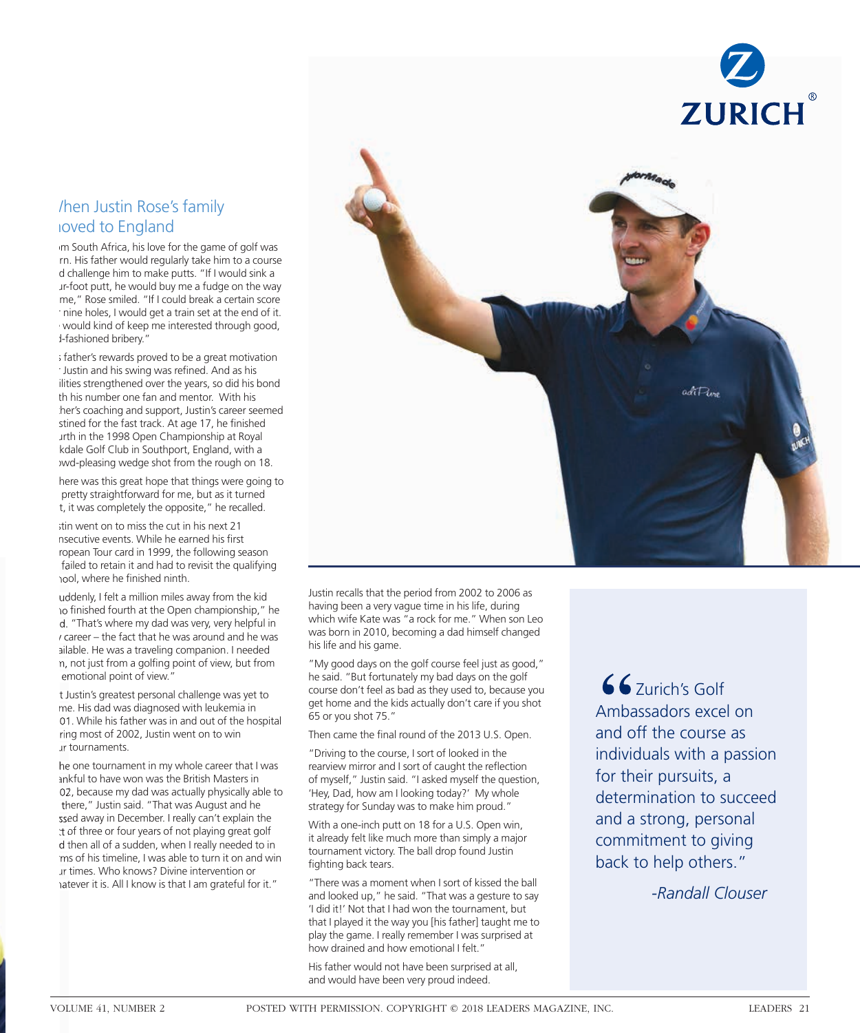## /hen Justin Rose's family ıoved to England

ım South Africa, his love for the game of golf was rn. His father would regularly take him to a course d challenge him to make putts. "If I would sink a ır-foot putt, he would buy me a fudge on the way me," Rose smiled. "If I could break a certain score nine holes, I would get a train set at the end of it. would kind of keep me interested through good, l-fashioned bribery."

; father's rewards proved to be a great motivation Justin and his swing was refined. And as his ilities strengthened over the years, so did his bond th his number one fan and mentor. With his her's coaching and support, Justin's career seemed stined for the fast track. At age 17, he finished ırth in the 1998 Open Championship at Royal kdale Golf Club in Southport, England, with a owd-pleasing wedge shot from the rough on 18.

here was this great hope that things were going to pretty straightforward for me, but as it turned t, it was completely the opposite," he recalled.

stin went on to miss the cut in his next 21 nsecutive events. While he earned his first ropean Tour card in 1999, the following season failed to retain it and had to revisit the qualifying ıool, where he finished ninth.

uddenly, I felt a million miles away from the kid ıo finished fourth at the Open championship," he d. "That's where my dad was very, very helpful in career – the fact that he was around and he was ailable. He was a traveling companion. I needed n, not just from a golfing point of view, but from emotional point of view."

t Justin's greatest personal challenge was yet to me. His dad was diagnosed with leukemia in 01. While his father was in and out of the hospital ring most of 2002, Justin went on to win ır tournaments.

he one tournament in my whole career that I was ankful to have won was the British Masters in 02, because my dad was actually physically able to there," Justin said. "That was August and he ssed away in December. I really can't explain the t of three or four years of not playing great golf d then all of a sudden, when I really needed to in ms of his timeline, I was able to turn it on and win ır times. Who knows? Divine intervention or ıatever it is. All I know is that I am grateful for it."

Justin recalls that the period from 2002 to 2006 as having been a very vague time in his life, during which wife Kate was "a rock for me." When son Leo was born in 2010, becoming a dad himself changed his life and his game.

"My good days on the golf course feel just as good," he said. "But fortunately my bad days on the golf course don't feel as bad as they used to, because you get home and the kids actually don't care if you shot 65 or you shot 75."

Then came the final round of the 2013 U.S. Open.

"Driving to the course, I sort of looked in the rearview mirror and I sort of caught the reflection of myself," Justin said. "I asked myself the question, 'Hey, Dad, how am I looking today?' My whole strategy for Sunday was to make him proud."

With a one-inch putt on 18 for a U.S. Open win, it already felt like much more than simply a major tournament victory. The ball drop found Justin fighting back tears.

"There was a moment when I sort of kissed the ball and looked up," he said. "That was a gesture to say 'I did it!' Not that I had won the tournament, but that I played it the way you [his father] taught me to play the game. I really remember I was surprised at how drained and how emotional I felt."

His father would not have been surprised at all, and would have been very proud indeed.

> "Zurich's Golf Ambassadors excel on and off the course as individuals with a passion for their pursuits, a determination to succeed and a strong, personal commitment to giving back to help others."
>
> *-Randall Clouser*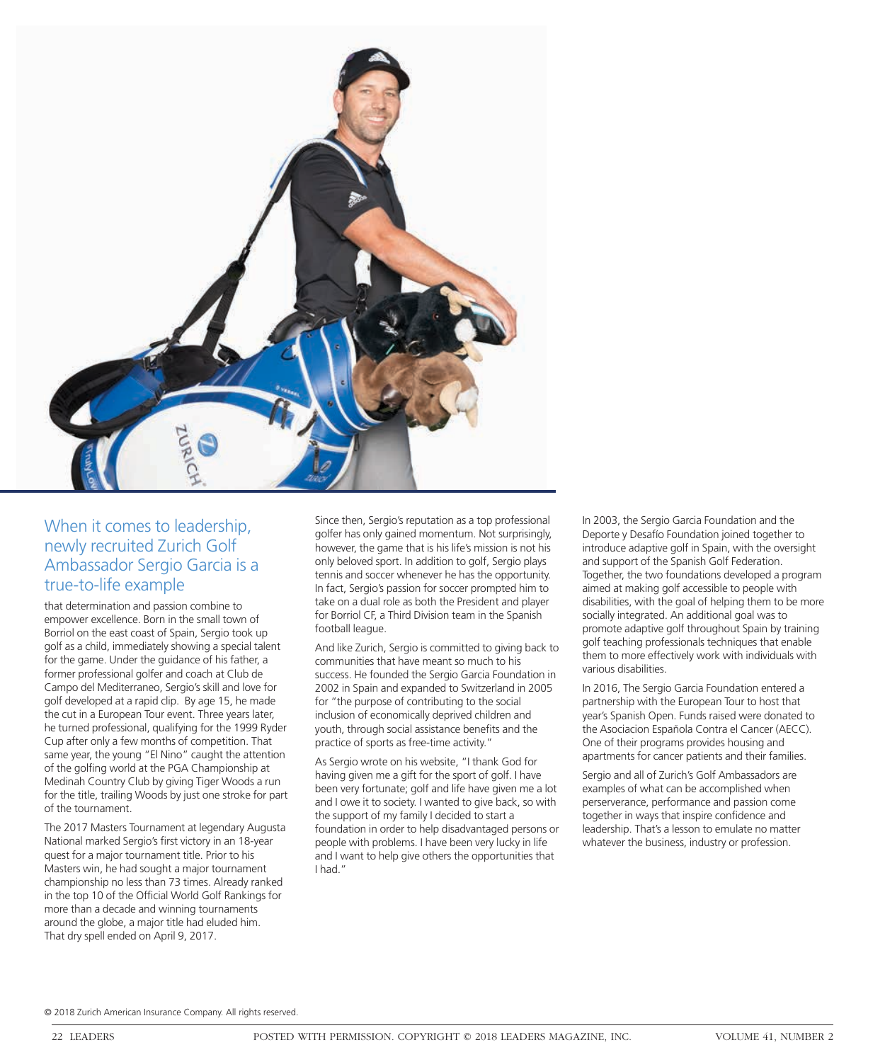## When it comes to leadership, newly recruited Zurich Golf Ambassador Sergio Garcia is a true-to-life example

that determination and passion combine to empower excellence. Born in the small town of Borriol on the east coast of Spain, Sergio took up golf as a child, immediately showing a special talent for the game. Under the guidance of his father, a former professional golfer and coach at Club de Campo del Mediterraneo, Sergio's skill and love for golf developed at a rapid clip. By age 15, he made the cut in a European Tour event. Three years later, he turned professional, qualifying for the 1999 Ryder Cup after only a few months of competition. That same year, the young "El Nino" caught the attention of the golfing world at the PGA Championship at Medinah Country Club by giving Tiger Woods a run for the title, trailing Woods by just one stroke for part of the tournament.

The 2017 Masters Tournament at legendary Augusta National marked Sergio's first victory in an 18-year quest for a major tournament title. Prior to his Masters win, he had sought a major tournament championship no less than 73 times. Already ranked in the top 10 of the Official World Golf Rankings for more than a decade and winning tournaments around the globe, a major title had eluded him. That dry spell ended on April 9, 2017.

Since then, Sergio's reputation as a top professional golfer has only gained momentum. Not surprisingly, however, the game that is his life's mission is not his only beloved sport. In addition to golf, Sergio plays tennis and soccer whenever he has the opportunity. In fact, Sergio's passion for soccer prompted him to take on a dual role as both the President and player for Borriol CF, a Third Division team in the Spanish football league.

And like Zurich, Sergio is committed to giving back to communities that have meant so much to his success. He founded the Sergio Garcia Foundation in 2002 in Spain and expanded to Switzerland in 2005 for "the purpose of contributing to the social inclusion of economically deprived children and youth, through social assistance benefits and the practice of sports as free-time activity."

As Sergio wrote on his website, "I thank God for having given me a gift for the sport of golf. I have been very fortunate; golf and life have given me a lot and I owe it to society. I wanted to give back, so with the support of my family I decided to start a foundation in order to help disadvantaged persons or people with problems. I have been very lucky in life and I want to help give others the opportunities that I had."

In 2003, the Sergio Garcia Foundation and the Deporte y Desafío Foundation joined together to introduce adaptive golf in Spain, with the oversight and support of the Spanish Golf Federation. Together, the two foundations developed a program aimed at making golf accessible to people with disabilities, with the goal of helping them to be more socially integrated. An additional goal was to promote adaptive golf throughout Spain by training golf teaching professionals techniques that enable them to more effectively work with individuals with various disabilities.

In 2016, The Sergio Garcia Foundation entered a partnership with the European Tour to host that year's Spanish Open. Funds raised were donated to the Asociacion Española Contra el Cancer (AECC). One of their programs provides housing and apartments for cancer patients and their families.

Sergio and all of Zurich's Golf Ambassadors are examples of what can be accomplished when perserverance, performance and passion come together in ways that inspire confidence and leadership. That's a lesson to emulate no matter whatever the business, industry or profession.

© 2018 Zurich American Insurance Company. All rights reserved.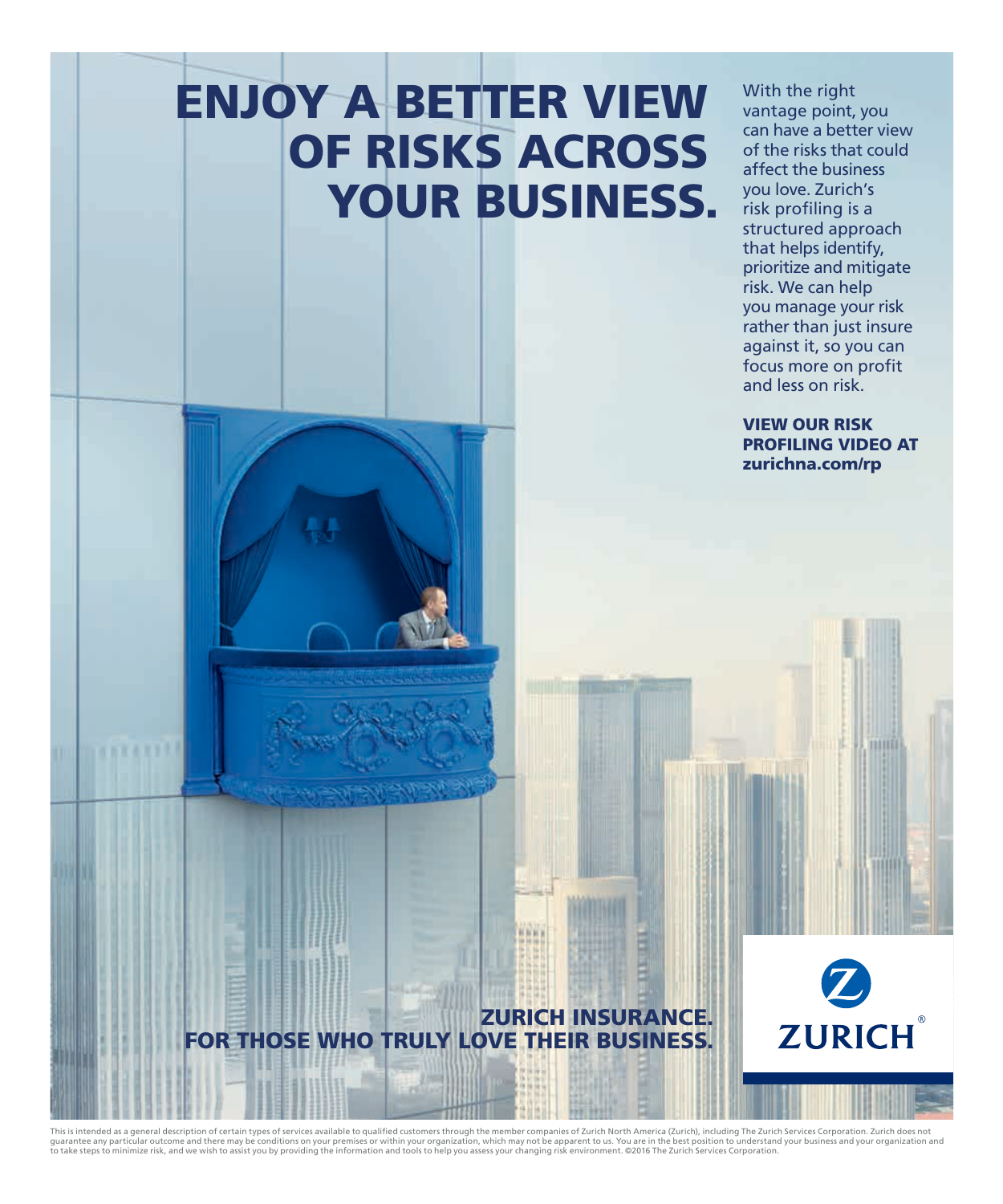# ENJOY A BETTER VIEW OF RISKS ACROSS YOUR BUSINESS.

With the right vantage point, you can have a better view of the risks that could affect the business you love. Zurich's risk profiling is a structured approach that helps identify, prioritize and mitigate risk. We can help you manage your risk rather than just insure against it, so you can focus more on profit and less on risk.

**VIEW OUR RISK PROFILING VIDEO AT zurichna.com/rp**

**ZURICH INSURANCE.**
**FOR THOSE WHO TRULY LOVE THEIR BUSINESS.**

ZURICH®

This is intended as a general description of certain types of services available to qualified customers through the member companies of Zurich North America (Zurich), including The Zurich Services Corporation. Zurich does not guarantee any particular outcome and there may be conditions on your premises or within your organization, which may not be apparent to us. You are in the best position to understand your business and your organization and to take steps to minimize risk, and we wish to assist you by providing the information and tools to help you assess your changing risk environment. ©2016 The Zurich Services Corporation.